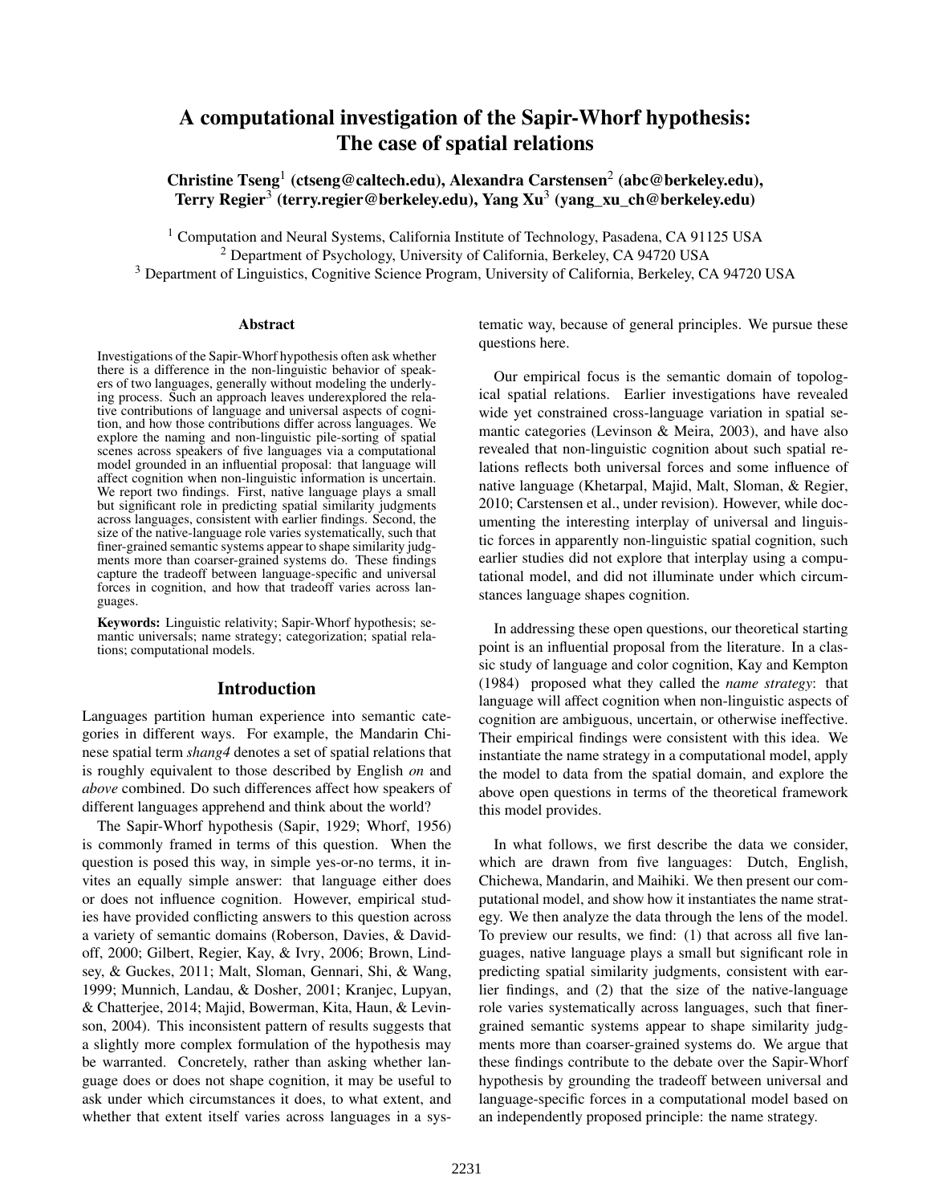# A computational investigation of the Sapir-Whorf hypothesis: The case of spatial relations

**Christine Tseng[1] (ctseng@caltech.edu), Alexandra Carstensen[2] (abc@berkeley.edu), Terry Regier[3] (terry.regier@berkeley.edu), Yang Xu[3] (yang_xu_ch@berkeley.edu)**

[1] Computation and Neural Systems, California Institute of Technology, Pasadena, CA 91125 USA
[2] Department of Psychology, University of California, Berkeley, CA 94720 USA
[3] Department of Linguistics, Cognitive Science Program, University of California, Berkeley, CA 94720 USA

## Abstract

Investigations of the Sapir-Whorf hypothesis often ask whether there is a difference in the non-linguistic behavior of speakers of two languages, generally without modeling the underlying process. Such an approach leaves underexplored the relative contributions of language and universal aspects of cognition, and how those contributions differ across languages. We explore the naming and non-linguistic pile-sorting of spatial scenes across speakers of five languages via a computational model grounded in an influential proposal: that language will affect cognition when non-linguistic information is uncertain. We report two findings. First, native language plays a small but significant role in predicting spatial similarity judgments across languages, consistent with earlier findings. Second, the size of the native-language role varies systematically, such that finer-grained semantic systems appear to shape similarity judgments more than coarser-grained systems do. These findings capture the tradeoff between language-specific and universal forces in cognition, and how that tradeoff varies across languages.

**Keywords:** Linguistic relativity; Sapir-Whorf hypothesis; semantic universals; name strategy; categorization; spatial relations; computational models.

## Introduction

Languages partition human experience into semantic categories in different ways. For example, the Mandarin Chinese spatial term *shang4* denotes a set of spatial relations that is roughly equivalent to those described by English *on* and *above* combined. Do such differences affect how speakers of different languages apprehend and think about the world?

The Sapir-Whorf hypothesis (Sapir, 1929; Whorf, 1956) is commonly framed in terms of this question. When the question is posed this way, in simple yes-or-no terms, it invites an equally simple answer: that language either does or does not influence cognition. However, empirical studies have provided conflicting answers to this question across a variety of semantic domains (Roberson, Davies, & Davidoff, 2000; Gilbert, Regier, Kay, & Ivry, 2006; Brown, Lindsey, & Guckes, 2011; Malt, Sloman, Gennari, Shi, & Wang, 1999; Munnich, Landau, & Dosher, 2001; Kranjec, Lupyan, & Chatterjee, 2014; Majid, Bowerman, Kita, Haun, & Levinson, 2004). This inconsistent pattern of results suggests that a slightly more complex formulation of the hypothesis may be warranted. Concretely, rather than asking whether language does or does not shape cognition, it may be useful to ask under which circumstances it does, to what extent, and whether that extent itself varies across languages in a systematic way, because of general principles. We pursue these questions here.

Our empirical focus is the semantic domain of topological spatial relations. Earlier investigations have revealed wide yet constrained cross-language variation in spatial semantic categories (Levinson & Meira, 2003), and have also revealed that non-linguistic cognition about such spatial relations reflects both universal forces and some influence of native language (Khetarpal, Majid, Malt, Sloman, & Regier, 2010; Carstensen et al., under revision). However, while documenting the interesting interplay of universal and linguistic forces in apparently non-linguistic spatial cognition, such earlier studies did not explore that interplay using a computational model, and did not illuminate under which circumstances language shapes cognition.

In addressing these open questions, our theoretical starting point is an influential proposal from the literature. In a classic study of language and color cognition, Kay and Kempton (1984) proposed what they called the *name strategy*: that language will affect cognition when non-linguistic aspects of cognition are ambiguous, uncertain, or otherwise ineffective. Their empirical findings were consistent with this idea. We instantiate the name strategy in a computational model, apply the model to data from the spatial domain, and explore the above open questions in terms of the theoretical framework this model provides.

In what follows, we first describe the data we consider, which are drawn from five languages: Dutch, English, Chichewa, Mandarin, and Maihiki. We then present our computational model, and show how it instantiates the name strategy. We then analyze the data through the lens of the model. To preview our results, we find: (1) that across all five languages, native language plays a small but significant role in predicting spatial similarity judgments, consistent with earlier findings, and (2) that the size of the native-language role varies systematically across languages, such that finer-grained semantic systems appear to shape similarity judgments more than coarser-grained systems do. We argue that these findings contribute to the debate over the Sapir-Whorf hypothesis by grounding the tradeoff between universal and language-specific forces in a computational model based on an independently proposed principle: the name strategy.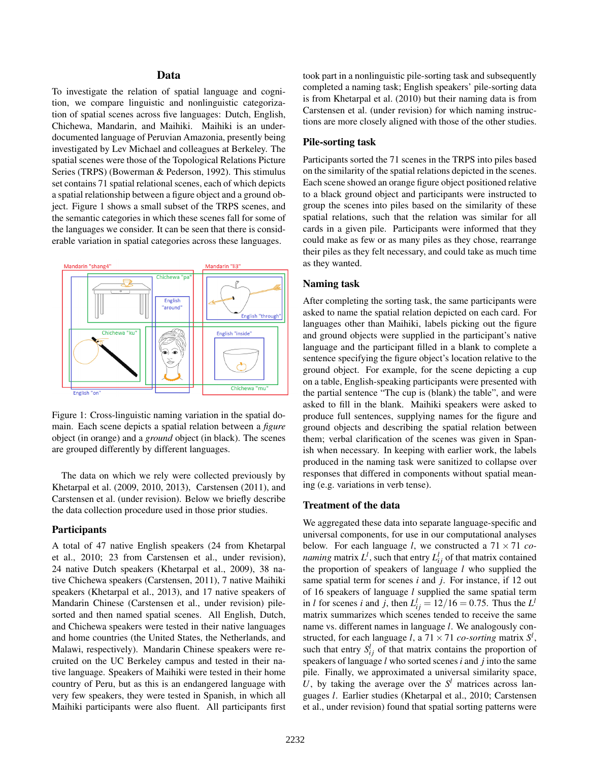## Data

To investigate the relation of spatial language and cognition, we compare linguistic and nonlinguistic categorization of spatial scenes across five languages: Dutch, English, Chichewa, Mandarin, and Maihiki. Maihiki is an under-documented language of Peruvian Amazonia, presently being investigated by Lev Michael and colleagues at Berkeley. The spatial scenes were those of the Topological Relations Picture Series (TRPS) (Bowerman & Pederson, 1992). This stimulus set contains 71 spatial relational scenes, each of which depicts a spatial relationship between a figure object and a ground object. Figure 1 shows a small subset of the TRPS scenes, and the semantic categories in which these scenes fall for some of the languages we consider. It can be seen that there is considerable variation in spatial categories across these languages.

Mandarin "shang4" Chichewa "pa" Mandarin "li3" English "around" English "through" Chichewa "ku" English "inside" Chichewa "mu" English "on"

Figure 1: Cross-linguistic naming variation in the spatial domain. Each scene depicts a spatial relation between a *figure* object (in orange) and a *ground* object (in black). The scenes are grouped differently by different languages.

The data on which we rely were collected previously by Khetarpal et al. (2009, 2010, 2013), Carstensen (2011), and Carstensen et al. (under revision). Below we briefly describe the data collection procedure used in those prior studies.

### Participants

A total of 47 native English speakers (24 from Khetarpal et al., 2010; 23 from Carstensen et al., under revision), 24 native Dutch speakers (Khetarpal et al., 2009), 38 native Chichewa speakers (Carstensen, 2011), 7 native Maihiki speakers (Khetarpal et al., 2013), and 17 native speakers of Mandarin Chinese (Carstensen et al., under revision) pile-sorted and then named spatial scenes. All English, Dutch, and Chichewa speakers were tested in their native languages and home countries (the United States, the Netherlands, and Malawi, respectively). Mandarin Chinese speakers were recruited on the UC Berkeley campus and tested in their native language. Speakers of Maihiki were tested in their home country of Peru, but as this is an endangered language with very few speakers, they were tested in Spanish, in which all Maihiki participants were also fluent. All participants first took part in a nonlinguistic pile-sorting task and subsequently completed a naming task; English speakers' pile-sorting data is from Khetarpal et al. (2010) but their naming data is from Carstensen et al. (under revision) for which naming instructions are more closely aligned with those of the other studies.

### Pile-sorting task

Participants sorted the 71 scenes in the TRPS into piles based on the similarity of the spatial relations depicted in the scenes. Each scene showed an orange figure object positioned relative to a black ground object and participants were instructed to group the scenes into piles based on the similarity of these spatial relations, such that the relation was similar for all cards in a given pile. Participants were informed that they could make as few or as many piles as they chose, rearrange their piles as they felt necessary, and could take as much time as they wanted.

### Naming task

After completing the sorting task, the same participants were asked to name the spatial relation depicted on each card. For languages other than Maihiki, labels picking out the figure and ground objects were supplied in the participant's native language and the participant filled in a blank to complete a sentence specifying the figure object's location relative to the ground object. For example, for the scene depicting a cup on a table, English-speaking participants were presented with the partial sentence "The cup is (blank) the table", and were asked to fill in the blank. Maihiki speakers were asked to produce full sentences, supplying names for the figure and ground objects and describing the spatial relation between them; verbal clarification of the scenes was given in Spanish when necessary. In keeping with earlier work, the labels produced in the naming task were sanitized to collapse over responses that differed in components without spatial meaning (e.g. variations in verb tense).

### Treatment of the data

We aggregated these data into separate language-specific and universal components, for use in our computational analyses below. For each language $l$, we constructed a $71 \times 71$ *co-naming* matrix $L^l$, such that entry $L^l_{ij}$ of that matrix contained the proportion of speakers of language $l$ who supplied the same spatial term for scenes $i$ and $j$. For instance, if 12 out of 16 speakers of language $l$ supplied the same spatial term in $l$ for scenes $i$ and $j$, then $L^l_{ij} = 12/16 = 0.75$. Thus the $L^l$ matrix summarizes which scenes tended to receive the same name vs. different names in language $l$. We analogously constructed, for each language $l$, a $71 \times 71$ *co-sorting* matrix $S^l$, such that entry $S^l_{ij}$ of that matrix contains the proportion of speakers of language $l$ who sorted scenes $i$ and $j$ into the same pile. Finally, we approximated a universal similarity space, $U$, by taking the average over the $S^l$ matrices across languages $l$. Earlier studies (Khetarpal et al., 2010; Carstensen et al., under revision) found that spatial sorting patterns were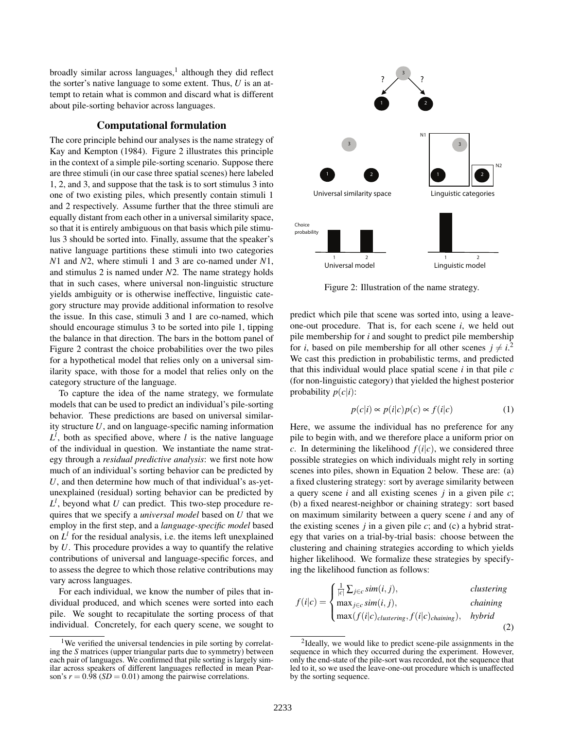broadly similar across languages,[1] although they did reflect the sorter's native language to some extent. Thus, $U$ is an attempt to retain what is common and discard what is different about pile-sorting behavior across languages.

## Computational formulation

The core principle behind our analyses is the name strategy of Kay and Kempton (1984). Figure 2 illustrates this principle in the context of a simple pile-sorting scenario. Suppose there are three stimuli (in our case three spatial scenes) here labeled 1, 2, and 3, and suppose that the task is to sort stimulus 3 into one of two existing piles, which presently contain stimuli 1 and 2 respectively. Assume further that the three stimuli are equally distant from each other in a universal similarity space, so that it is entirely ambiguous on that basis which pile stimulus 3 should be sorted into. Finally, assume that the speaker's native language partitions these stimuli into two categories $N1$ and $N2$, where stimuli 1 and 3 are co-named under $N1$, and stimulus 2 is named under $N2$. The name strategy holds that in such cases, where universal non-linguistic structure yields ambiguity or is otherwise ineffective, linguistic category structure may provide additional information to resolve the issue. In this case, stimuli 3 and 1 are co-named, which should encourage stimulus 3 to be sorted into pile 1, tipping the balance in that direction. The bars in the bottom panel of Figure 2 contrast the choice probabilities over the two piles for a hypothetical model that relies only on a universal similarity space, with those for a model that relies only on the category structure of the language.

To capture the idea of the name strategy, we formulate models that can be used to predict an individual's pile-sorting behavior. These predictions are based on universal similarity structure $U$, and on language-specific naming information $L^l$, both as specified above, where $l$ is the native language of the individual in question. We instantiate the name strategy through a *residual predictive analysis*: we first note how much of an individual's sorting behavior can be predicted by $U$, and then determine how much of that individual's as-yet-unexplained (residual) sorting behavior can be predicted by $L^l$, beyond what $U$ can predict. This two-step procedure requires that we specify a *universal model* based on $U$ that we employ in the first step, and a *language-specific model* based on $L^l$ for the residual analysis, i.e. the items left unexplained by $U$. This procedure provides a way to quantify the relative contributions of universal and language-specific forces, and to assess the degree to which those relative contributions may vary across languages.

For each individual, we know the number of piles that individual produced, and which scenes were sorted into each pile. We sought to recapitulate the sorting process of that individual. Concretely, for each query scene, we sought to predict which pile that scene was sorted into, using a leave-one-out procedure. That is, for each scene $i$, we held out pile membership for $i$ and sought to predict pile membership for $i$, based on pile membership for all other scenes $j \neq i$.[2] We cast this prediction in probabilistic terms, and predicted that this individual would place spatial scene $i$ in that pile $c$ (for non-linguistic category) that yielded the highest posterior probability $p(c|i)$:

$$p(c|i) \propto p(i|c)p(c) \propto f(i|c) \tag{1}$$

Here, we assume the individual has no preference for any pile to begin with, and we therefore place a uniform prior on $c$. In determining the likelihood $f(i|c)$, we considered three possible strategies on which individuals might rely in sorting scenes into piles, shown in Equation 2 below. These are: (a) a fixed clustering strategy: sort by average similarity between a query scene $i$ and all existing scenes $j$ in a given pile $c$; (b) a fixed nearest-neighbor or chaining strategy: sort based on maximum similarity between a query scene $i$ and any of the existing scenes $j$ in a given pile $c$; and (c) a hybrid strategy that varies on a trial-by-trial basis: choose between the clustering and chaining strategies according to which yields higher likelihood. We formalize these strategies by specifying the likelihood function as follows:

$$f(i|c) = \begin{cases} \frac{1}{|c|}\sum_{j \in c} sim(i,j), & clustering \\ \max_{j \in c} sim(i,j), & chaining \\ \max(f(i|c)_{clustering}, f(i|c)_{chaining}), & hybrid \end{cases} \tag{2}$$

Figure 2: Illustration of the name strategy.

[1] We verified the universal tendencies in pile sorting by correlating the $S$ matrices (upper triangular parts due to symmetry) between each pair of languages. We confirmed that pile sorting is largely similar across speakers of different languages reflected in mean Pearson's $r = 0.98$ ($SD = 0.01$) among the pairwise correlations.

[2] Ideally, we would like to predict scene-pile assignments in the sequence in which they occurred during the experiment. However, only the end-state of the pile-sort was recorded, not the sequence that led to it, so we used the leave-one-out procedure which is unaffected by the sorting sequence.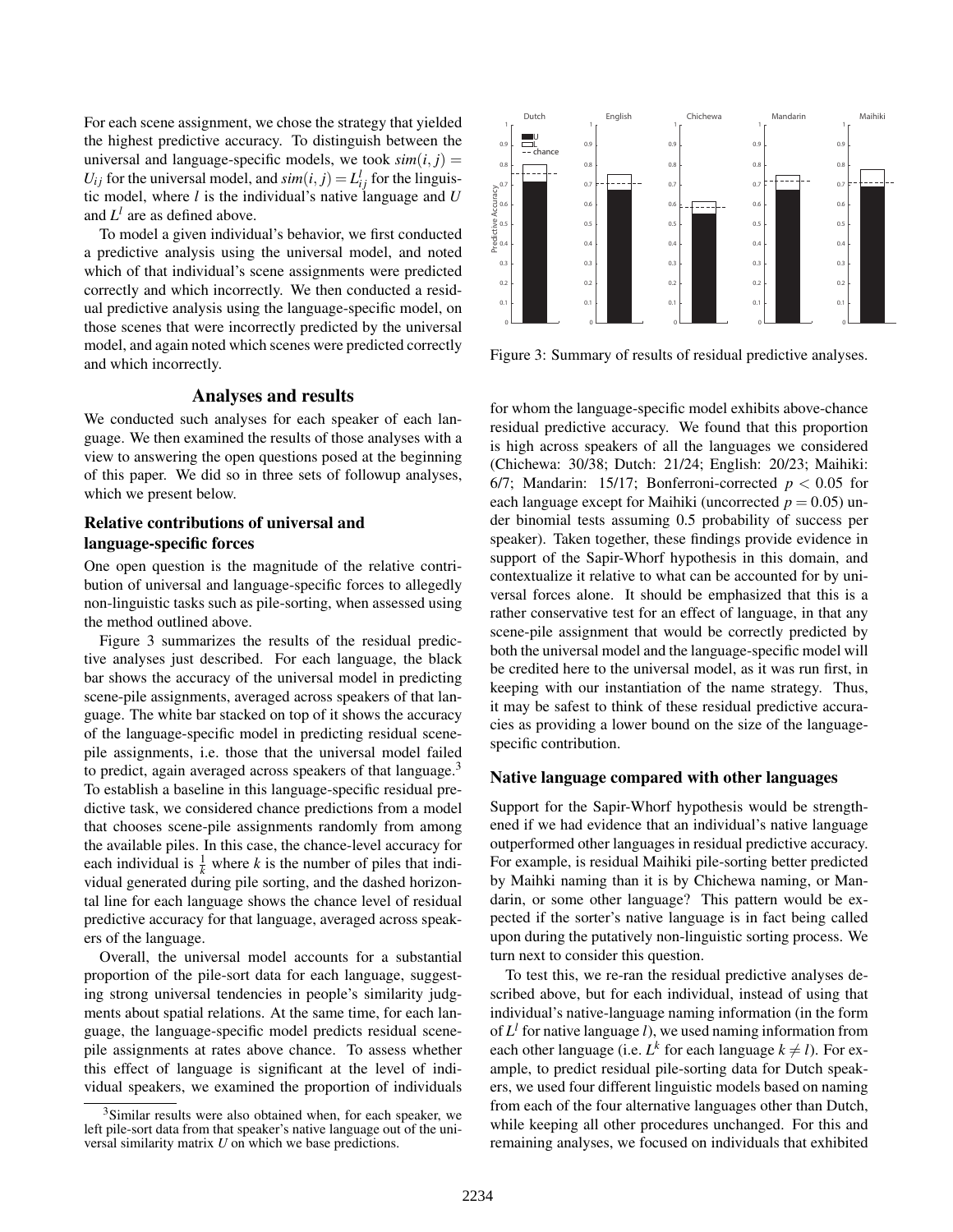For each scene assignment, we chose the strategy that yielded the highest predictive accuracy. To distinguish between the universal and language-specific models, we took $sim(i, j) = U_{ij}$ for the universal model, and $sim(i, j) = L^l_{ij}$ for the linguistic model, where $l$ is the individual's native language and $U$ and $L^l$ are as defined above.

To model a given individual's behavior, we first conducted a predictive analysis using the universal model, and noted which of that individual's scene assignments were predicted correctly and which incorrectly. We then conducted a residual predictive analysis using the language-specific model, on those scenes that were incorrectly predicted by the universal model, and again noted which scenes were predicted correctly and which incorrectly.

## Analyses and results

We conducted such analyses for each speaker of each language. We then examined the results of those analyses with a view to answering the open questions posed at the beginning of this paper. We did so in three sets of followup analyses, which we present below.

### Relative contributions of universal and language-specific forces

One open question is the magnitude of the relative contribution of universal and language-specific forces to allegedly non-linguistic tasks such as pile-sorting, when assessed using the method outlined above.

Figure 3 summarizes the results of the residual predictive analyses just described. For each language, the black bar shows the accuracy of the universal model in predicting scene-pile assignments, averaged across speakers of that language. The white bar stacked on top of it shows the accuracy of the language-specific model in predicting residual scene-pile assignments, i.e. those that the universal model failed to predict, again averaged across speakers of that language.[3] To establish a baseline in this language-specific residual predictive task, we considered chance predictions from a model that chooses scene-pile assignments randomly from among the available piles. In this case, the chance-level accuracy for each individual is $\frac{1}{k}$ where $k$ is the number of piles that individual generated during pile sorting, and the dashed horizontal line for each language shows the chance level of residual predictive accuracy for that language, averaged across speakers of the language.

Overall, the universal model accounts for a substantial proportion of the pile-sort data for each language, suggesting strong universal tendencies in people's similarity judgments about spatial relations. At the same time, for each language, the language-specific model predicts residual scene-pile assignments at rates above chance. To assess whether this effect of language is significant at the level of individual speakers, we examined the proportion of individuals

Figure 3: Summary of results of residual predictive analyses.

for whom the language-specific model exhibits above-chance residual predictive accuracy. We found that this proportion is high across speakers of all the languages we considered (Chichewa: 30/38; Dutch: 21/24; English: 20/23; Maihiki: 6/7; Mandarin: 15/17; Bonferroni-corrected $p < 0.05$ for each language except for Maihiki (uncorrected $p = 0.05$) under binomial tests assuming 0.5 probability of success per speaker). Taken together, these findings provide evidence in support of the Sapir-Whorf hypothesis in this domain, and contextualize it relative to what can be accounted for by universal forces alone. It should be emphasized that this is a rather conservative test for an effect of language, in that any scene-pile assignment that would be correctly predicted by both the universal model and the language-specific model will be credited here to the universal model, as it was run first, in keeping with our instantiation of the name strategy. Thus, it may be safest to think of these residual predictive accuracies as providing a lower bound on the size of the language-specific contribution.

### Native language compared with other languages

Support for the Sapir-Whorf hypothesis would be strengthened if we had evidence that an individual's native language outperformed other languages in residual predictive accuracy. For example, is residual Maihiki pile-sorting better predicted by Maihki naming than it is by Chichewa naming, or Mandarin, or some other language? This pattern would be expected if the sorter's native language is in fact being called upon during the putatively non-linguistic sorting process. We turn next to consider this question.

To test this, we re-ran the residual predictive analyses described above, but for each individual, instead of using that individual's native-language naming information (in the form of $L^l$ for native language $l$), we used naming information from each other language (i.e. $L^k$ for each language $k \neq l$). For example, to predict residual pile-sorting data for Dutch speakers, we used four different linguistic models based on naming from each of the four alternative languages other than Dutch, while keeping all other procedures unchanged. For this and remaining analyses, we focused on individuals that exhibited

[3] Similar results were also obtained when, for each speaker, we left pile-sort data from that speaker's native language out of the universal similarity matrix $U$ on which we base predictions.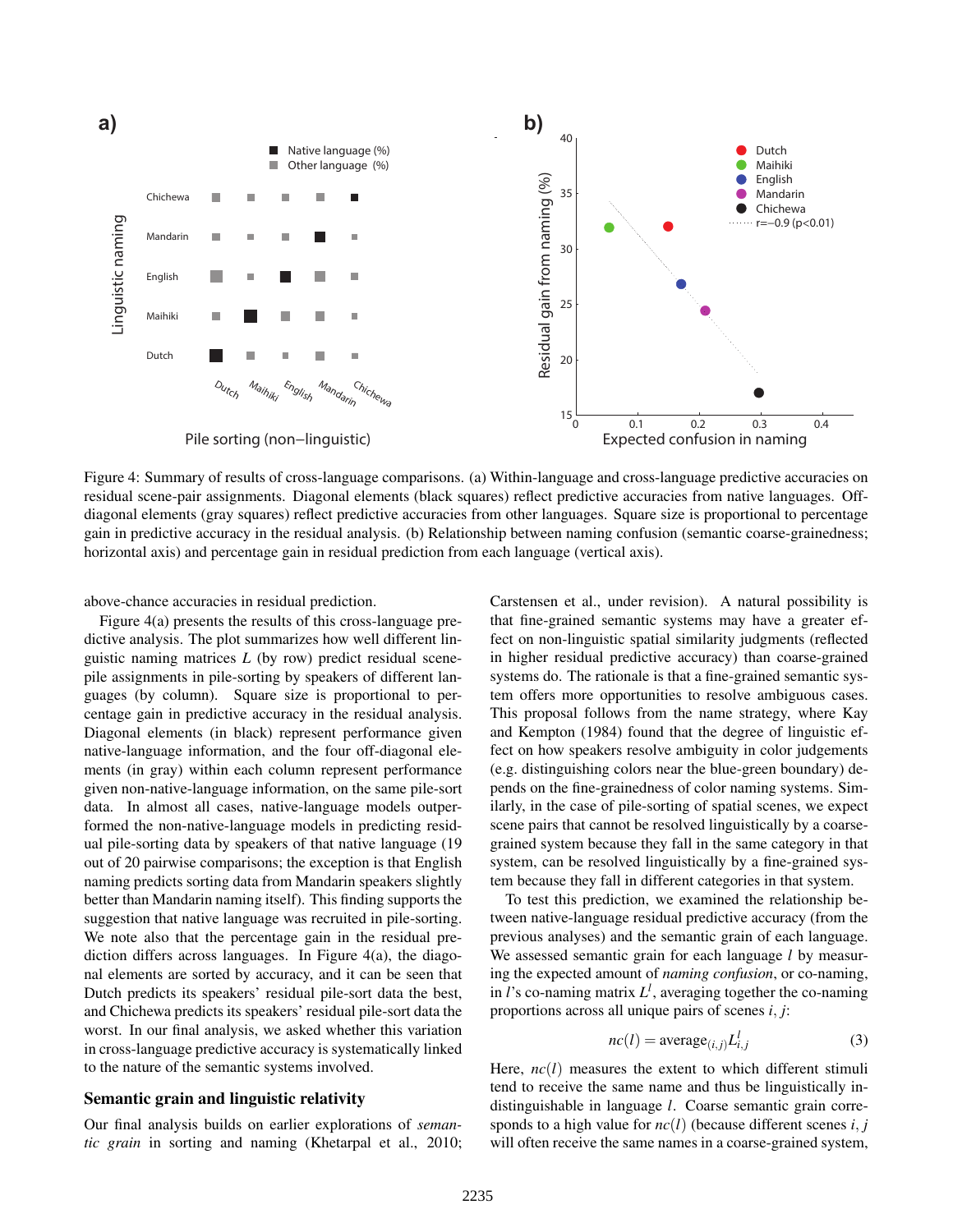Figure 4: Summary of results of cross-language comparisons. (a) Within-language and cross-language predictive accuracies on residual scene-pair assignments. Diagonal elements (black squares) reflect predictive accuracies from native languages. Off-diagonal elements (gray squares) reflect predictive accuracies from other languages. Square size is proportional to percentage gain in predictive accuracy in the residual analysis. (b) Relationship between naming confusion (semantic coarse-grainedness; horizontal axis) and percentage gain in residual prediction from each language (vertical axis).

above-chance accuracies in residual prediction.

Figure 4(a) presents the results of this cross-language predictive analysis. The plot summarizes how well different linguistic naming matrices $L$ (by row) predict residual scene-pile assignments in pile-sorting by speakers of different languages (by column). Square size is proportional to percentage gain in predictive accuracy in the residual analysis. Diagonal elements (in black) represent performance given native-language information, and the four off-diagonal elements (in gray) within each column represent performance given non-native-language information, on the same pile-sort data. In almost all cases, native-language models outperformed the non-native-language models in predicting residual pile-sorting data by speakers of that native language (19 out of 20 pairwise comparisons; the exception is that English naming predicts sorting data from Mandarin speakers slightly better than Mandarin naming itself). This finding supports the suggestion that native language was recruited in pile-sorting. We note also that the percentage gain in the residual prediction differs across languages. In Figure 4(a), the diagonal elements are sorted by accuracy, and it can be seen that Dutch predicts its speakers' residual pile-sort data the best, and Chichewa predicts its speakers' residual pile-sort data the worst. In our final analysis, we asked whether this variation in cross-language predictive accuracy is systematically linked to the nature of the semantic systems involved.

## Semantic grain and linguistic relativity

Our final analysis builds on earlier explorations of *semantic grain* in sorting and naming (Khetarpal et al., 2010; Carstensen et al., under revision). A natural possibility is that fine-grained semantic systems may have a greater effect on non-linguistic spatial similarity judgments (reflected in higher residual predictive accuracy) than coarse-grained systems do. The rationale is that a fine-grained semantic system offers more opportunities to resolve ambiguous cases. This proposal follows from the name strategy, where Kay and Kempton (1984) found that the degree of linguistic effect on how speakers resolve ambiguity in color judgements (e.g. distinguishing colors near the blue-green boundary) depends on the fine-grainedness of color naming systems. Similarly, in the case of pile-sorting of spatial scenes, we expect scene pairs that cannot be resolved linguistically by a coarse-grained system because they fall in the same category in that system, can be resolved linguistically by a fine-grained system because they fall in different categories in that system.

To test this prediction, we examined the relationship between native-language residual predictive accuracy (from the previous analyses) and the semantic grain of each language. We assessed semantic grain for each language $l$ by measuring the expected amount of *naming confusion*, or co-naming, in $l$'s co-naming matrix $L^l$, averaging together the co-naming proportions across all unique pairs of scenes $i, j$:

$$nc(l) = \text{average}_{(i,j)} L^l_{i,j} \tag{3}$$

Here, $nc(l)$ measures the extent to which different stimuli tend to receive the same name and thus be linguistically indistinguishable in language $l$. Coarse semantic grain corresponds to a high value for $nc(l)$ (because different scenes $i, j$ will often receive the same names in a coarse-grained system,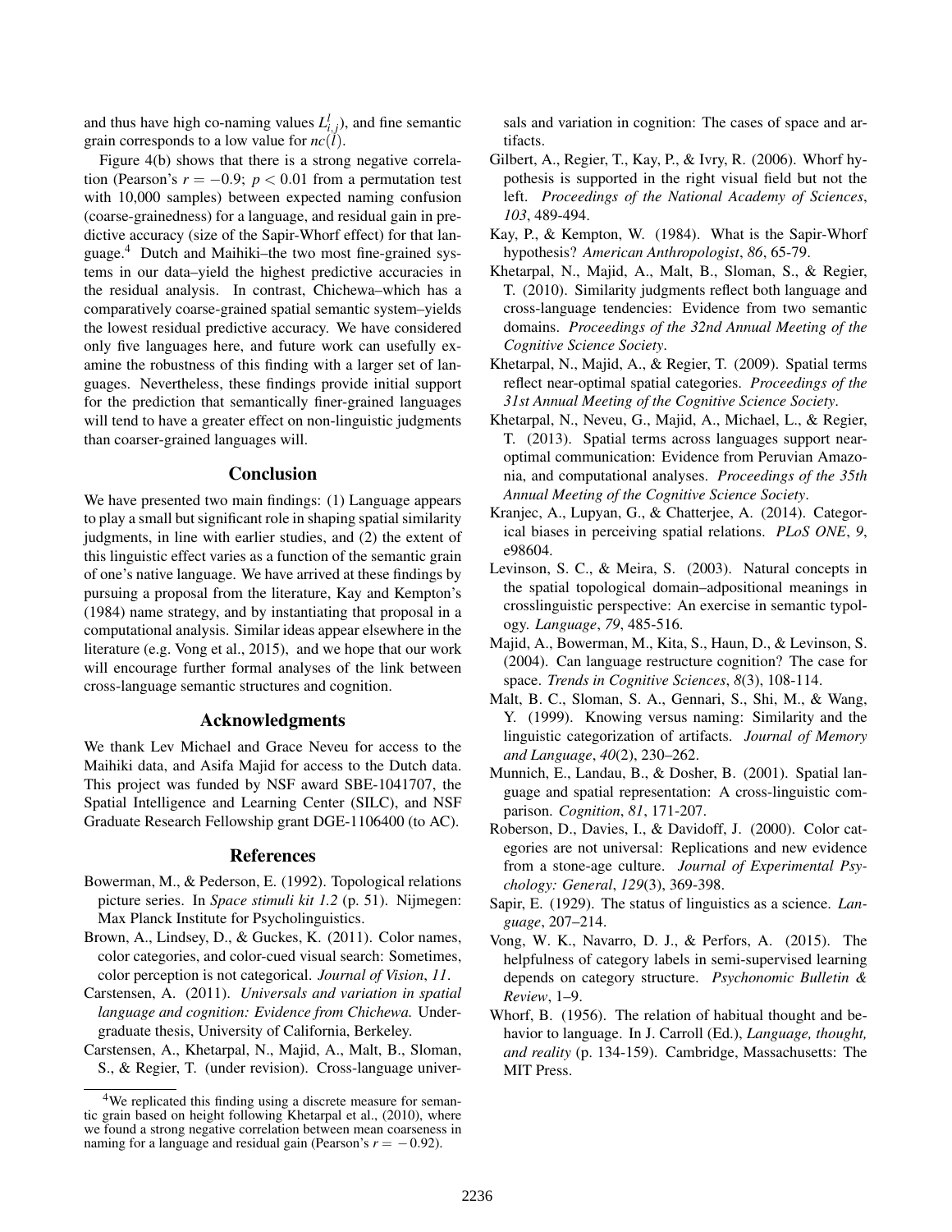and thus have high co-naming values $L^l_{i,j}$), and fine semantic grain corresponds to a low value for $nc(l)$.

Figure 4(b) shows that there is a strong negative correlation (Pearson's $r = -0.9$; $p < 0.01$ from a permutation test with 10,000 samples) between expected naming confusion (coarse-grainedness) for a language, and residual gain in predictive accuracy (size of the Sapir-Whorf effect) for that language.[4] Dutch and Maihiki–the two most fine-grained systems in our data–yield the highest predictive accuracies in the residual analysis. In contrast, Chichewa–which has a comparatively coarse-grained spatial semantic system–yields the lowest residual predictive accuracy. We have considered only five languages here, and future work can usefully examine the robustness of this finding with a larger set of languages. Nevertheless, these findings provide initial support for the prediction that semantically finer-grained languages will tend to have a greater effect on non-linguistic judgments than coarser-grained languages will.

## Conclusion

We have presented two main findings: (1) Language appears to play a small but significant role in shaping spatial similarity judgments, in line with earlier studies, and (2) the extent of this linguistic effect varies as a function of the semantic grain of one's native language. We have arrived at these findings by pursuing a proposal from the literature, Kay and Kempton's (1984) name strategy, and by instantiating that proposal in a computational analysis. Similar ideas appear elsewhere in the literature (e.g. Vong et al., 2015), and we hope that our work will encourage further formal analyses of the link between cross-language semantic structures and cognition.

## Acknowledgments

We thank Lev Michael and Grace Neveu for access to the Maihiki data, and Asifa Majid for access to the Dutch data. This project was funded by NSF award SBE-1041707, the Spatial Intelligence and Learning Center (SILC), and NSF Graduate Research Fellowship grant DGE-1106400 (to AC).

## References

Bowerman, M., & Pederson, E. (1992). Topological relations picture series. In *Space stimuli kit 1.2* (p. 51). Nijmegen: Max Planck Institute for Psycholinguistics.

Brown, A., Lindsey, D., & Guckes, K. (2011). Color names, color categories, and color-cued visual search: Sometimes, color perception is not categorical. *Journal of Vision*, *11*.

Carstensen, A. (2011). *Universals and variation in spatial language and cognition: Evidence from Chichewa.* Undergraduate thesis, University of California, Berkeley.

Carstensen, A., Khetarpal, N., Majid, A., Malt, B., Sloman, S., & Regier, T. (under revision). Cross-language universals and variation in cognition: The cases of space and artifacts.

Gilbert, A., Regier, T., Kay, P., & Ivry, R. (2006). Whorf hypothesis is supported in the right visual field but not the left. *Proceedings of the National Academy of Sciences*, *103*, 489-494.

Kay, P., & Kempton, W. (1984). What is the Sapir-Whorf hypothesis? *American Anthropologist*, *86*, 65-79.

Khetarpal, N., Majid, A., Malt, B., Sloman, S., & Regier, T. (2010). Similarity judgments reflect both language and cross-language tendencies: Evidence from two semantic domains. *Proceedings of the 32nd Annual Meeting of the Cognitive Science Society*.

Khetarpal, N., Majid, A., & Regier, T. (2009). Spatial terms reflect near-optimal spatial categories. *Proceedings of the 31st Annual Meeting of the Cognitive Science Society*.

Khetarpal, N., Neveu, G., Majid, A., Michael, L., & Regier, T. (2013). Spatial terms across languages support near-optimal communication: Evidence from Peruvian Amazonia, and computational analyses. *Proceedings of the 35th Annual Meeting of the Cognitive Science Society*.

Kranjec, A., Lupyan, G., & Chatterjee, A. (2014). Categorical biases in perceiving spatial relations. *PLoS ONE*, *9*, e98604.

Levinson, S. C., & Meira, S. (2003). Natural concepts in the spatial topological domain–adpositional meanings in crosslinguistic perspective: An exercise in semantic typology. *Language*, *79*, 485-516.

Majid, A., Bowerman, M., Kita, S., Haun, D., & Levinson, S. (2004). Can language restructure cognition? The case for space. *Trends in Cognitive Sciences*, *8*(3), 108-114.

Malt, B. C., Sloman, S. A., Gennari, S., Shi, M., & Wang, Y. (1999). Knowing versus naming: Similarity and the linguistic categorization of artifacts. *Journal of Memory and Language*, *40*(2), 230–262.

Munnich, E., Landau, B., & Dosher, B. (2001). Spatial language and spatial representation: A cross-linguistic comparison. *Cognition*, *81*, 171-207.

Roberson, D., Davies, I., & Davidoff, J. (2000). Color categories are not universal: Replications and new evidence from a stone-age culture. *Journal of Experimental Psychology: General*, *129*(3), 369-398.

Sapir, E. (1929). The status of linguistics as a science. *Language*, 207–214.

Vong, W. K., Navarro, D. J., & Perfors, A. (2015). The helpfulness of category labels in semi-supervised learning depends on category structure. *Psychonomic Bulletin & Review*, 1–9.

Whorf, B. (1956). The relation of habitual thought and behavior to language. In J. Carroll (Ed.), *Language, thought, and reality* (p. 134-159). Cambridge, Massachusetts: The MIT Press.

---

[4] We replicated this finding using a discrete measure for semantic grain based on height following Khetarpal et al., (2010), where we found a strong negative correlation between mean coarseness in naming for a language and residual gain (Pearson's $r = -0.92$).